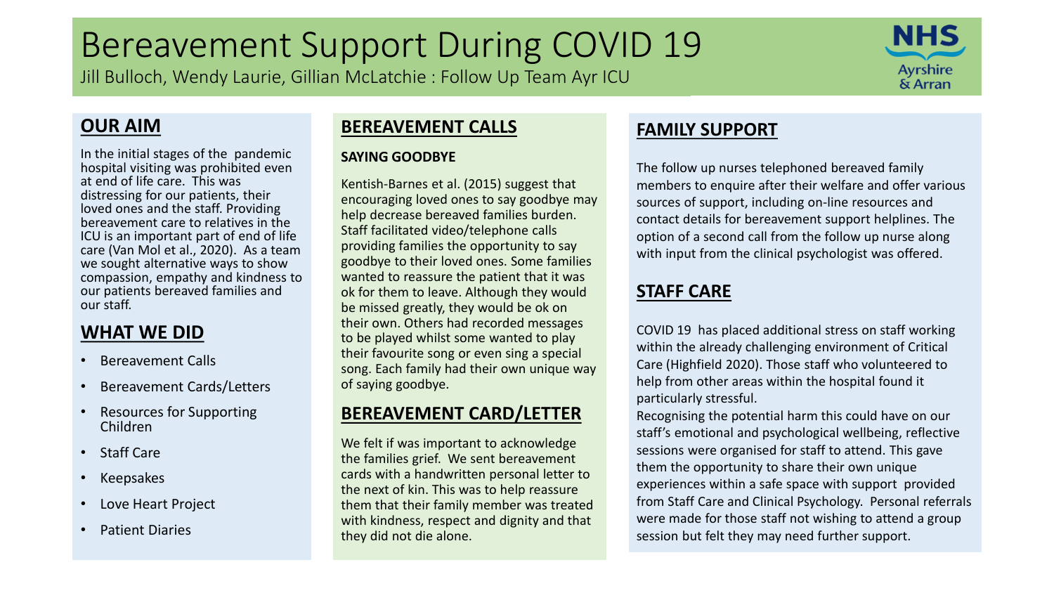# Bereavement Support During COVID 19

Jill Bulloch, Wendy Laurie, Gillian McLatchie : Follow Up Team Ayr ICU

NHS Ayrshire & Arran

## OUR AIM

In the initial stages of the pandemic hospital visiting was prohibited even at end of life care. This was distressing for our patients, their loved ones and the staff. Providing bereavement care to relatives in the ICU is an important part of end of life care (Van Mol et al., 2020). As a team we sought alternative ways to show compassion, empathy and kindness to our patients bereaved families and our staff.

## WHAT WE DID

- Bereavement Calls
- Bereavement Cards/Letters
- Resources for Supporting Children
- Staff Care
- Keepsakes
- Love Heart Project
- Patient Diaries

## BEREAVEMENT CALLS

### SAYING GOODBYE

Kentish-Barnes et al. (2015) suggest that encouraging loved ones to say goodbye may help decrease bereaved families burden. Staff facilitated video/telephone calls providing families the opportunity to say goodbye to their loved ones. Some families wanted to reassure the patient that it was ok for them to leave. Although they would be missed greatly, they would be ok on their own. Others had recorded messages to be played whilst some wanted to play their favourite song or even sing a special song. Each family had their own unique way of saying goodbye.

## BEREAVEMENT CARD/LETTER

We felt if was important to acknowledge the families grief. We sent bereavement cards with a handwritten personal letter to the next of kin. This was to help reassure them that their family member was treated with kindness, respect and dignity and that they did not die alone.

## FAMILY SUPPORT

The follow up nurses telephoned bereaved family members to enquire after their welfare and offer various sources of support, including on-line resources and contact details for bereavement support helplines. The option of a second call from the follow up nurse along with input from the clinical psychologist was offered.

## STAFF CARE

COVID 19 has placed additional stress on staff working within the already challenging environment of Critical Care (Highfield 2020). Those staff who volunteered to help from other areas within the hospital found it particularly stressful.

Recognising the potential harm this could have on our staff's emotional and psychological wellbeing, reflective sessions were organised for staff to attend. This gave them the opportunity to share their own unique experiences within a safe space with support provided from Staff Care and Clinical Psychology. Personal referrals were made for those staff not wishing to attend a group session but felt they may need further support.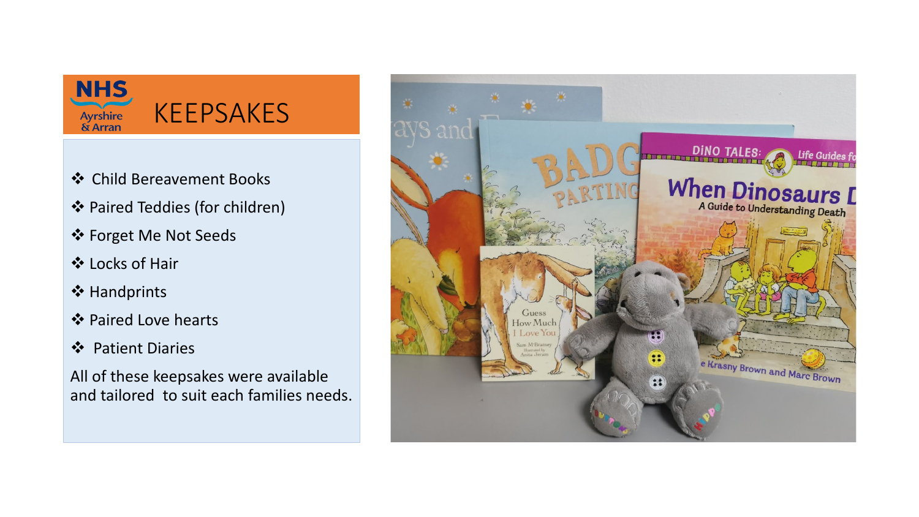# KEEPSAKES

- Child Bereavement Books
- Paired Teddies (for children)
- Forget Me Not Seeds
- Locks of Hair
- Handprints
- Paired Love hearts
- Patient Diaries

All of these keepsakes were available and tailored to suit each families needs.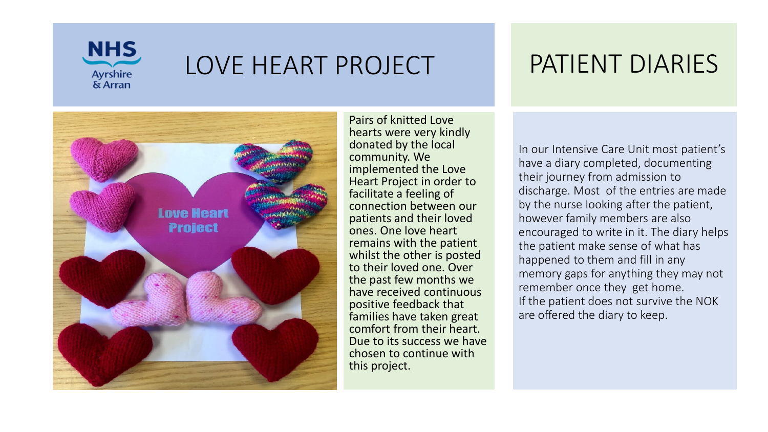NHS Ayrshire & Arran

# LOVE HEART PROJECT

Pairs of knitted Love hearts were very kindly donated by the local community. We implemented the Love Heart Project in order to facilitate a feeling of connection between our patients and their loved ones. One love heart remains with the patient whilst the other is posted to their loved one. Over the past few months we have received continuous positive feedback that families have taken great comfort from their heart. Due to its success we have chosen to continue with this project.

# PATIENT DIARIES

In our Intensive Care Unit most patient's have a diary completed, documenting their journey from admission to discharge. Most of the entries are made by the nurse looking after the patient, however family members are also encouraged to write in it. The diary helps the patient make sense of what has happened to them and fill in any memory gaps for anything they may not remember once they get home.
If the patient does not survive the NOK are offered the diary to keep.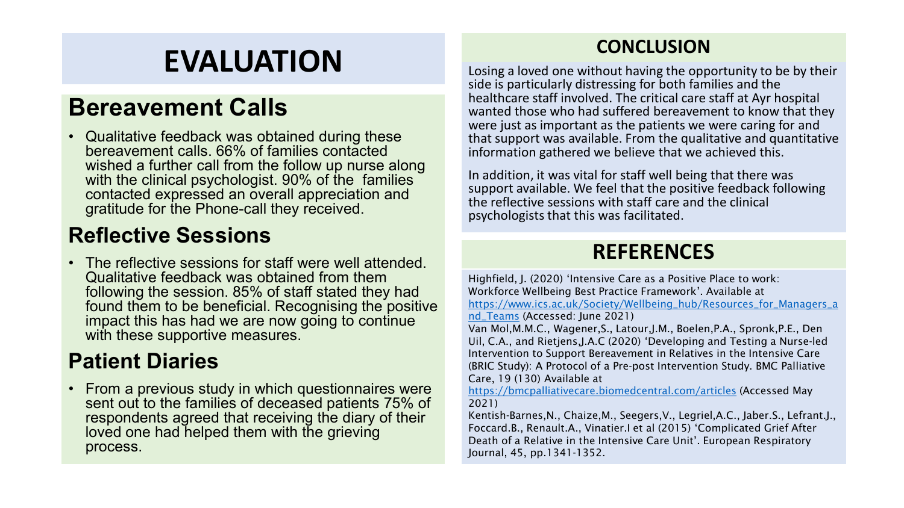# EVALUATION

## Bereavement Calls

- Qualitative feedback was obtained during these bereavement calls. 66% of families contacted wished a further call from the follow up nurse along with the clinical psychologist. 90% of the families contacted expressed an overall appreciation and gratitude for the Phone-call they received.

## Reflective Sessions

- The reflective sessions for staff were well attended. Qualitative feedback was obtained from them following the session. 85% of staff stated they had found them to be beneficial. Recognising the positive impact this has had we are now going to continue with these supportive measures.

## Patient Diaries

- From a previous study in which questionnaires were sent out to the families of deceased patients 75% of respondents agreed that receiving the diary of their loved one had helped them with the grieving process.

# CONCLUSION

Losing a loved one without having the opportunity to be by their side is particularly distressing for both families and the healthcare staff involved. The critical care staff at Ayr hospital wanted those who had suffered bereavement to know that they were just as important as the patients we were caring for and that support was available. From the qualitative and quantitative information gathered we believe that we achieved this.

In addition, it was vital for staff well being that there was support available. We feel that the positive feedback following the reflective sessions with staff care and the clinical psychologists that this was facilitated.

# REFERENCES

Highfield, J. (2020) 'Intensive Care as a Positive Place to work: Workforce Wellbeing Best Practice Framework'. Available at https://www.ics.ac.uk/Society/Wellbeing_hub/Resources_for_Managers_and_Teams (Accessed: June 2021)

Van Mol,M.M.C., Wagener,S., Latour,J.M., Boelen,P.A., Spronk,P.E., Den Uil, C.A., and Rietjens,J.A.C (2020) 'Developing and Testing a Nurse-led Intervention to Support Bereavement in Relatives in the Intensive Care (BRIC Study): A Protocol of a Pre-post Intervention Study. BMC Palliative Care, 19 (130) Available at https://bmcpalliativecare.biomedcentral.com/articles (Accessed May 2021)

Kentish-Barnes,N., Chaize,M., Seegers,V., Legriel,A.C., Jaber.S., Lefrant.J., Foccard.B., Renault.A., Vinatier.I et al (2015) 'Complicated Grief After Death of a Relative in the Intensive Care Unit'. European Respiratory Journal, 45, pp.1341-1352.